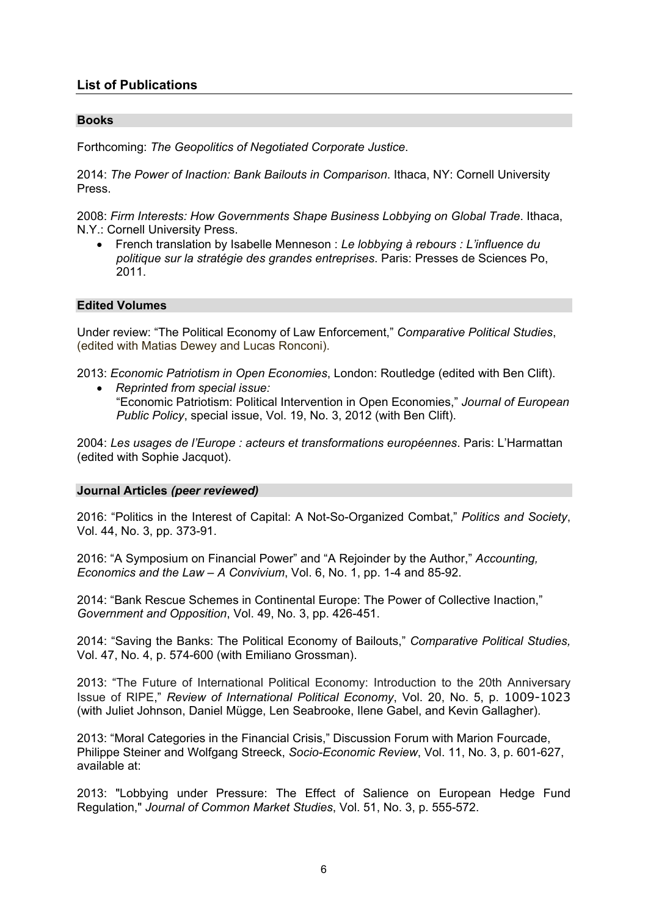## List of Publications

### Books

Forthcoming: *The Geopolitics of Negotiated Corporate Justice*.

2014: *The Power of Inaction: Bank Bailouts in Comparison*. Ithaca, NY: Cornell University Press.

2008: *Firm Interests: How Governments Shape Business Lobbying on Global Trade*. Ithaca, N.Y.: Cornell University Press.

- French translation by Isabelle Menneson : *Le lobbying à rebours : L'influence du politique sur la stratégie des grandes entreprises*. Paris: Presses de Sciences Po, 2011.

### Edited Volumes

Under review: "The Political Economy of Law Enforcement," *Comparative Political Studies*, (edited with Matias Dewey and Lucas Ronconi).

2013: *Economic Patriotism in Open Economies*, London: Routledge (edited with Ben Clift).

- *Reprinted from special issue:* "Economic Patriotism: Political Intervention in Open Economies," *Journal of European Public Policy*, special issue, Vol. 19, No. 3, 2012 (with Ben Clift).

2004: *Les usages de l'Europe : acteurs et transformations européennes*. Paris: L'Harmattan (edited with Sophie Jacquot).

### Journal Articles *(peer reviewed)*

2016: "Politics in the Interest of Capital: A Not-So-Organized Combat," *Politics and Society*, Vol. 44, No. 3, pp. 373-91.

2016: "A Symposium on Financial Power" and "A Rejoinder by the Author," *Accounting, Economics and the Law – A Convivium*, Vol. 6, No. 1, pp. 1-4 and 85-92.

2014: "Bank Rescue Schemes in Continental Europe: The Power of Collective Inaction," *Government and Opposition*, Vol. 49, No. 3, pp. 426-451.

2014: "Saving the Banks: The Political Economy of Bailouts," *Comparative Political Studies,* Vol. 47, No. 4, p. 574-600 (with Emiliano Grossman).

2013: "The Future of International Political Economy: Introduction to the 20th Anniversary Issue of RIPE," *Review of International Political Economy*, Vol. 20, No. 5, p. 1009-1023 (with Juliet Johnson, Daniel Mügge, Len Seabrooke, Ilene Gabel, and Kevin Gallagher).

2013: "Moral Categories in the Financial Crisis," Discussion Forum with Marion Fourcade, Philippe Steiner and Wolfgang Streeck, *Socio-Economic Review*, Vol. 11, No. 3, p. 601-627, available at:

2013: "Lobbying under Pressure: The Effect of Salience on European Hedge Fund Regulation," *Journal of Common Market Studies*, Vol. 51, No. 3, p. 555-572.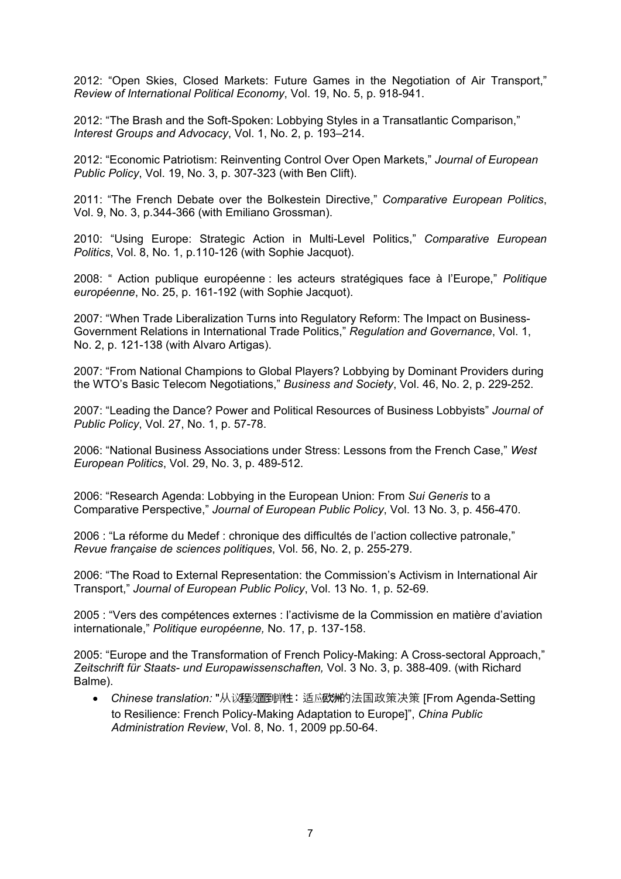2012: “Open Skies, Closed Markets: Future Games in the Negotiation of Air Transport,” *Review of International Political Economy*, Vol. 19, No. 5, p. 918-941.

2012: “The Brash and the Soft-Spoken: Lobbying Styles in a Transatlantic Comparison,” *Interest Groups and Advocacy*, Vol. 1, No. 2, p. 193–214.

2012: “Economic Patriotism: Reinventing Control Over Open Markets,” *Journal of European Public Policy*, Vol. 19, No. 3, p. 307-323 (with Ben Clift).

2011: “The French Debate over the Bolkestein Directive,” *Comparative European Politics*, Vol. 9, No. 3, p.344-366 (with Emiliano Grossman).

2010: “Using Europe: Strategic Action in Multi-Level Politics,” *Comparative European Politics*, Vol. 8, No. 1, p.110-126 (with Sophie Jacquot).

2008: “ Action publique européenne : les acteurs stratégiques face à l’Europe,” *Politique européenne*, No. 25, p. 161-192 (with Sophie Jacquot).

2007: “When Trade Liberalization Turns into Regulatory Reform: The Impact on Business-Government Relations in International Trade Politics,” *Regulation and Governance*, Vol. 1, No. 2, p. 121-138 (with Alvaro Artigas).

2007: “From National Champions to Global Players? Lobbying by Dominant Providers during the WTO’s Basic Telecom Negotiations,” *Business and Society*, Vol. 46, No. 2, p. 229-252.

2007: “Leading the Dance? Power and Political Resources of Business Lobbyists” *Journal of Public Policy*, Vol. 27, No. 1, p. 57-78.

2006: “National Business Associations under Stress: Lessons from the French Case,” *West European Politics*, Vol. 29, No. 3, p. 489-512.

2006: “Research Agenda: Lobbying in the European Union: From *Sui Generis* to a Comparative Perspective,” *Journal of European Public Policy*, Vol. 13 No. 3, p. 456-470.

2006 : “La réforme du Medef : chronique des difficultés de l’action collective patronale,” *Revue française de sciences politiques*, Vol. 56, No. 2, p. 255-279.

2006: “The Road to External Representation: the Commission’s Activism in International Air Transport,” *Journal of European Public Policy*, Vol. 13 No. 1, p. 52-69.

2005 : “Vers des compétences externes : l’activisme de la Commission en matière d’aviation internationale,” *Politique européenne,* No. 17, p. 137-158.

2005: “Europe and the Transformation of French Policy-Making: A Cross-sectoral Approach,” *Zeitschrift für Staats- und Europawissenschaften,* Vol. 3 No. 3, p. 388-409. (with Richard Balme).

- *Chinese translation:* "从议程设置到弹性：适应欧洲的法国政策决策 [From Agenda-Setting to Resilience: French Policy-Making Adaptation to Europe]", *China Public Administration Review*, Vol. 8, No. 1, 2009 pp.50-64.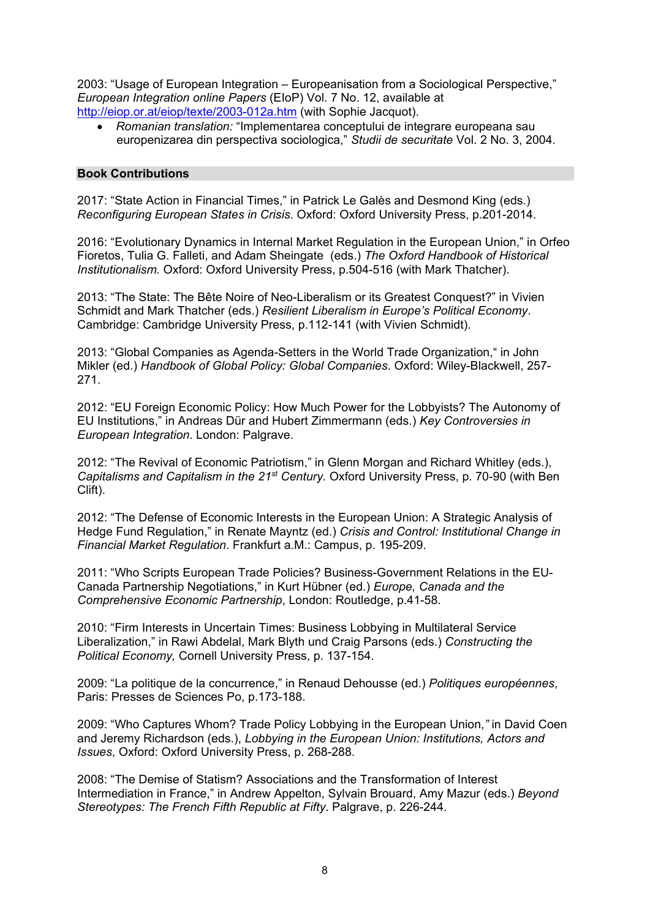2003: "Usage of European Integration – Europeanisation from a Sociological Perspective," *European Integration online Papers* (EIoP) Vol. 7 No. 12, available at http://eiop.or.at/eiop/texte/2003-012a.htm (with Sophie Jacquot).

- *Romanian translation:* "Implementarea conceptului de integrare europeana sau europenizarea din perspectiva sociologica," *Studii de securitate* Vol. 2 No. 3, 2004.

## Book Contributions

2017: "State Action in Financial Times," in Patrick Le Galès and Desmond King (eds.) *Reconfiguring European States in Crisis*. Oxford: Oxford University Press, p.201-2014.

2016: "Evolutionary Dynamics in Internal Market Regulation in the European Union," in Orfeo Fioretos, Tulia G. Falleti, and Adam Sheingate (eds.) *The Oxford Handbook of Historical Institutionalism.* Oxford: Oxford University Press, p.504-516 (with Mark Thatcher).

2013: "The State: The Bête Noire of Neo-Liberalism or its Greatest Conquest?" in Vivien Schmidt and Mark Thatcher (eds.) *Resilient Liberalism in Europe's Political Economy*. Cambridge: Cambridge University Press, p.112-141 (with Vivien Schmidt).

2013: "Global Companies as Agenda-Setters in the World Trade Organization," in John Mikler (ed.) *Handbook of Global Policy: Global Companies*. Oxford: Wiley-Blackwell, 257-271.

2012: "EU Foreign Economic Policy: How Much Power for the Lobbyists? The Autonomy of EU Institutions," in Andreas Dür and Hubert Zimmermann (eds.) *Key Controversies in European Integration*. London: Palgrave.

2012: "The Revival of Economic Patriotism," in Glenn Morgan and Richard Whitley (eds.), *Capitalisms and Capitalism in the 21st Century.* Oxford University Press, p. 70-90 (with Ben Clift).

2012: "The Defense of Economic Interests in the European Union: A Strategic Analysis of Hedge Fund Regulation," in Renate Mayntz (ed.) *Crisis and Control: Institutional Change in Financial Market Regulation*. Frankfurt a.M.: Campus, p. 195-209.

2011: "Who Scripts European Trade Policies? Business-Government Relations in the EU-Canada Partnership Negotiations," in Kurt Hübner (ed.) *Europe, Canada and the Comprehensive Economic Partnership*, London: Routledge, p.41-58.

2010: "Firm Interests in Uncertain Times: Business Lobbying in Multilateral Service Liberalization," in Rawi Abdelal, Mark Blyth und Craig Parsons (eds.) *Constructing the Political Economy,* Cornell University Press, p. 137-154.

2009: "La politique de la concurrence," in Renaud Dehousse (ed.) *Politiques européennes*, Paris: Presses de Sciences Po, p.173-188.

2009: "Who Captures Whom? Trade Policy Lobbying in the European Union," in David Coen and Jeremy Richardson (eds.), *Lobbying in the European Union: Institutions, Actors and Issues*, Oxford: Oxford University Press, p. 268-288.

2008: "The Demise of Statism? Associations and the Transformation of Interest Intermediation in France," in Andrew Appelton, Sylvain Brouard, Amy Mazur (eds.) *Beyond Stereotypes: The French Fifth Republic at Fifty*. Palgrave, p. 226-244.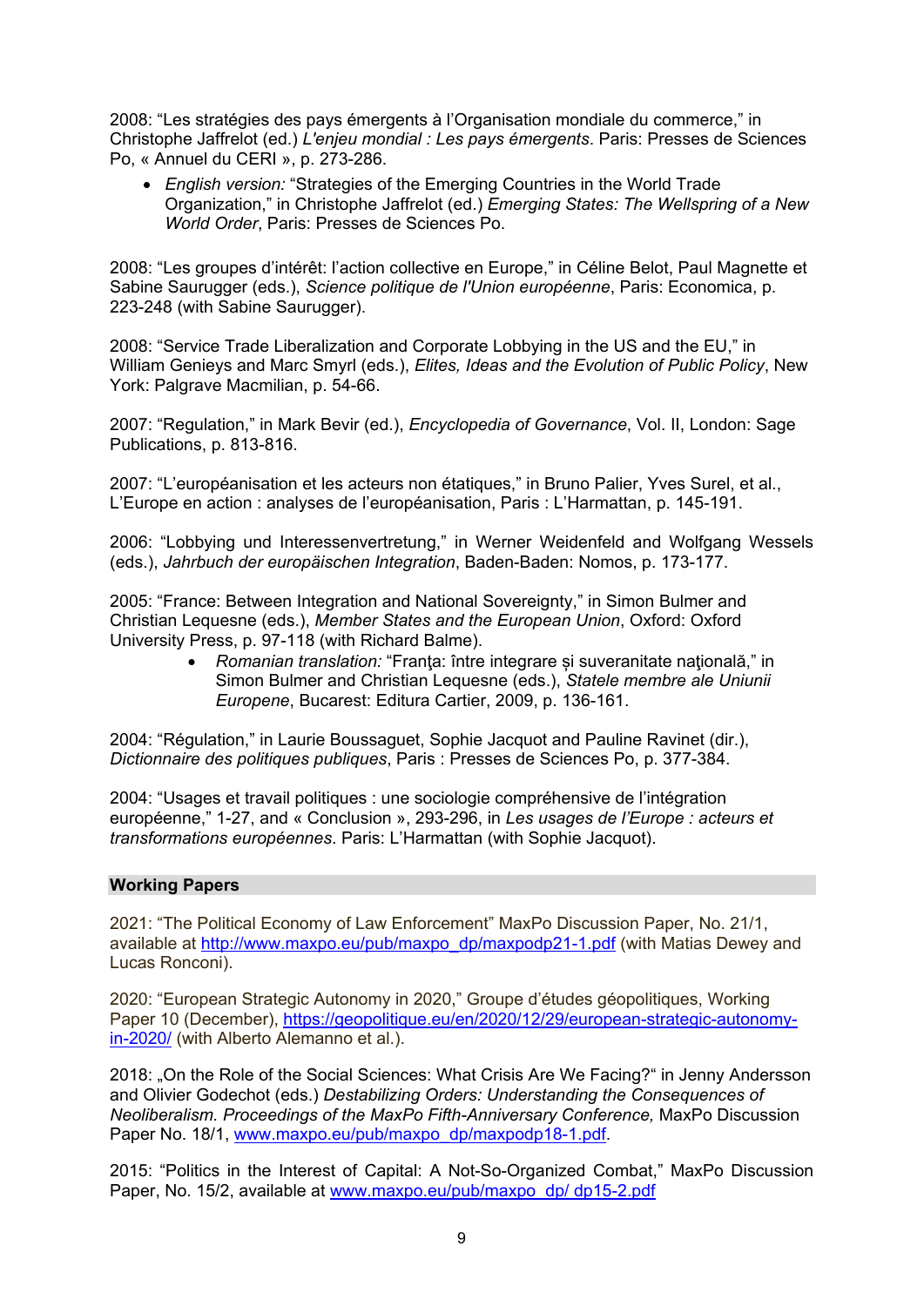2008: "Les stratégies des pays émergents à l'Organisation mondiale du commerce," in Christophe Jaffrelot (ed.) *L'enjeu mondial : Les pays émergents*. Paris: Presses de Sciences Po, « Annuel du CERI », p. 273-286.

- *English version:* "Strategies of the Emerging Countries in the World Trade Organization," in Christophe Jaffrelot (ed.) *Emerging States: The Wellspring of a New World Order*, Paris: Presses de Sciences Po.

2008: "Les groupes d'intérêt: l'action collective en Europe," in Céline Belot, Paul Magnette et Sabine Saurugger (eds.), *Science politique de l'Union européenne*, Paris: Economica, p. 223-248 (with Sabine Saurugger).

2008: "Service Trade Liberalization and Corporate Lobbying in the US and the EU," in William Genieys and Marc Smyrl (eds.), *Elites, Ideas and the Evolution of Public Policy*, New York: Palgrave Macmilian, p. 54-66.

2007: "Regulation," in Mark Bevir (ed.), *Encyclopedia of Governance*, Vol. II, London: Sage Publications, p. 813-816.

2007: "L'européanisation et les acteurs non étatiques," in Bruno Palier, Yves Surel, et al., L'Europe en action : analyses de l'européanisation, Paris : L'Harmattan, p. 145-191.

2006: "Lobbying und Interessenvertretung," in Werner Weidenfeld and Wolfgang Wessels (eds.), *Jahrbuch der europäischen Integration*, Baden-Baden: Nomos, p. 173-177.

2005: "France: Between Integration and National Sovereignty," in Simon Bulmer and Christian Lequesne (eds.), *Member States and the European Union*, Oxford: Oxford University Press, p. 97-118 (with Richard Balme).

- *Romanian translation:* "Franţa: între integrare și suveranitate naţională," in Simon Bulmer and Christian Lequesne (eds.), *Statele membre ale Uniunii Europene*, Bucarest: Editura Cartier, 2009, p. 136-161.

2004: "Régulation," in Laurie Boussaguet, Sophie Jacquot and Pauline Ravinet (dir.), *Dictionnaire des politiques publiques*, Paris : Presses de Sciences Po, p. 377-384.

2004: "Usages et travail politiques : une sociologie compréhensive de l'intégration européenne," 1-27, and « Conclusion », 293-296, in *Les usages de l'Europe : acteurs et transformations européennes*. Paris: L'Harmattan (with Sophie Jacquot).

## Working Papers

2021: "The Political Economy of Law Enforcement" MaxPo Discussion Paper, No. 21/1, available at http://www.maxpo.eu/pub/maxpo_dp/maxpodp21-1.pdf (with Matias Dewey and Lucas Ronconi).

2020: "European Strategic Autonomy in 2020," Groupe d'études géopolitiques, Working Paper 10 (December), https://geopolitique.eu/en/2020/12/29/european-strategic-autonomy-in-2020/ (with Alberto Alemanno et al.).

2018: „On the Role of the Social Sciences: What Crisis Are We Facing?" in Jenny Andersson and Olivier Godechot (eds.) *Destabilizing Orders: Understanding the Consequences of Neoliberalism. Proceedings of the MaxPo Fifth-Anniversary Conference,* MaxPo Discussion Paper No. 18/1, www.maxpo.eu/pub/maxpo_dp/maxpodp18-1.pdf.

2015: "Politics in the Interest of Capital: A Not-So-Organized Combat," MaxPo Discussion Paper, No. 15/2, available at www.maxpo.eu/pub/maxpo_dp/ dp15-2.pdf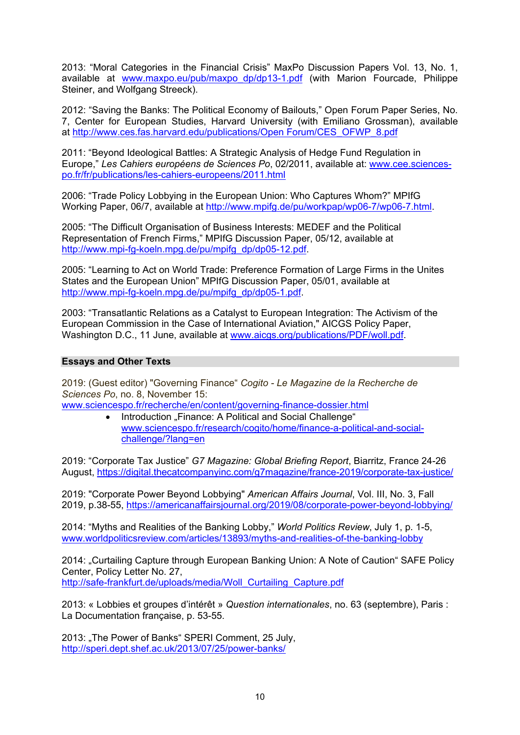2013: “Moral Categories in the Financial Crisis” MaxPo Discussion Papers Vol. 13, No. 1, available at www.maxpo.eu/pub/maxpo_dp/dp13-1.pdf (with Marion Fourcade, Philippe Steiner, and Wolfgang Streeck).

2012: “Saving the Banks: The Political Economy of Bailouts,” Open Forum Paper Series, No. 7, Center for European Studies, Harvard University (with Emiliano Grossman), available at http://www.ces.fas.harvard.edu/publications/Open Forum/CES_OFWP_8.pdf

2011: “Beyond Ideological Battles: A Strategic Analysis of Hedge Fund Regulation in Europe,” *Les Cahiers européens de Sciences Po*, 02/2011, available at: www.cee.sciences-po.fr/fr/publications/les-cahiers-europeens/2011.html

2006: “Trade Policy Lobbying in the European Union: Who Captures Whom?” MPIfG Working Paper, 06/7, available at http://www.mpifg.de/pu/workpap/wp06-7/wp06-7.html.

2005: “The Difficult Organisation of Business Interests: MEDEF and the Political Representation of French Firms,” MPIfG Discussion Paper, 05/12, available at http://www.mpi-fg-koeln.mpg.de/pu/mpifg_dp/dp05-12.pdf.

2005: “Learning to Act on World Trade: Preference Formation of Large Firms in the Unites States and the European Union” MPIfG Discussion Paper, 05/01, available at http://www.mpi-fg-koeln.mpg.de/pu/mpifg_dp/dp05-1.pdf.

2003: “Transatlantic Relations as a Catalyst to European Integration: The Activism of the European Commission in the Case of International Aviation," AICGS Policy Paper, Washington D.C., 11 June, available at www.aicgs.org/publications/PDF/woll.pdf.

## Essays and Other Texts

2019: (Guest editor) "Governing Finance“ *Cogito - Le Magazine de la Recherche de Sciences Po*, no. 8, November 15: www.sciencespo.fr/recherche/en/content/governing-finance-dossier.html

- Introduction „Finance: A Political and Social Challenge“ www.sciencespo.fr/research/cogito/home/finance-a-political-and-social-challenge/?lang=en

2019: “Corporate Tax Justice” *G7 Magazine: Global Briefing Report*, Biarritz, France 24-26 August, https://digital.thecatcompanyinc.com/g7magazine/france-2019/corporate-tax-justice/

2019: "Corporate Power Beyond Lobbying" *American Affairs Journal*, Vol. III, No. 3, Fall 2019, p.38-55, https://americanaffairsjournal.org/2019/08/corporate-power-beyond-lobbying/

2014: “Myths and Realities of the Banking Lobby,” *World Politics Review*, July 1, p. 1-5, www.worldpoliticsreview.com/articles/13893/myths-and-realities-of-the-banking-lobby

2014: „Curtailing Capture through European Banking Union: A Note of Caution“ SAFE Policy Center, Policy Letter No. 27, http://safe-frankfurt.de/uploads/media/Woll_Curtailing_Capture.pdf

2013: « Lobbies et groupes d’intérêt » *Question internationales*, no. 63 (septembre), Paris : La Documentation française, p. 53-55.

2013: „The Power of Banks“ SPERI Comment, 25 July, http://speri.dept.shef.ac.uk/2013/07/25/power-banks/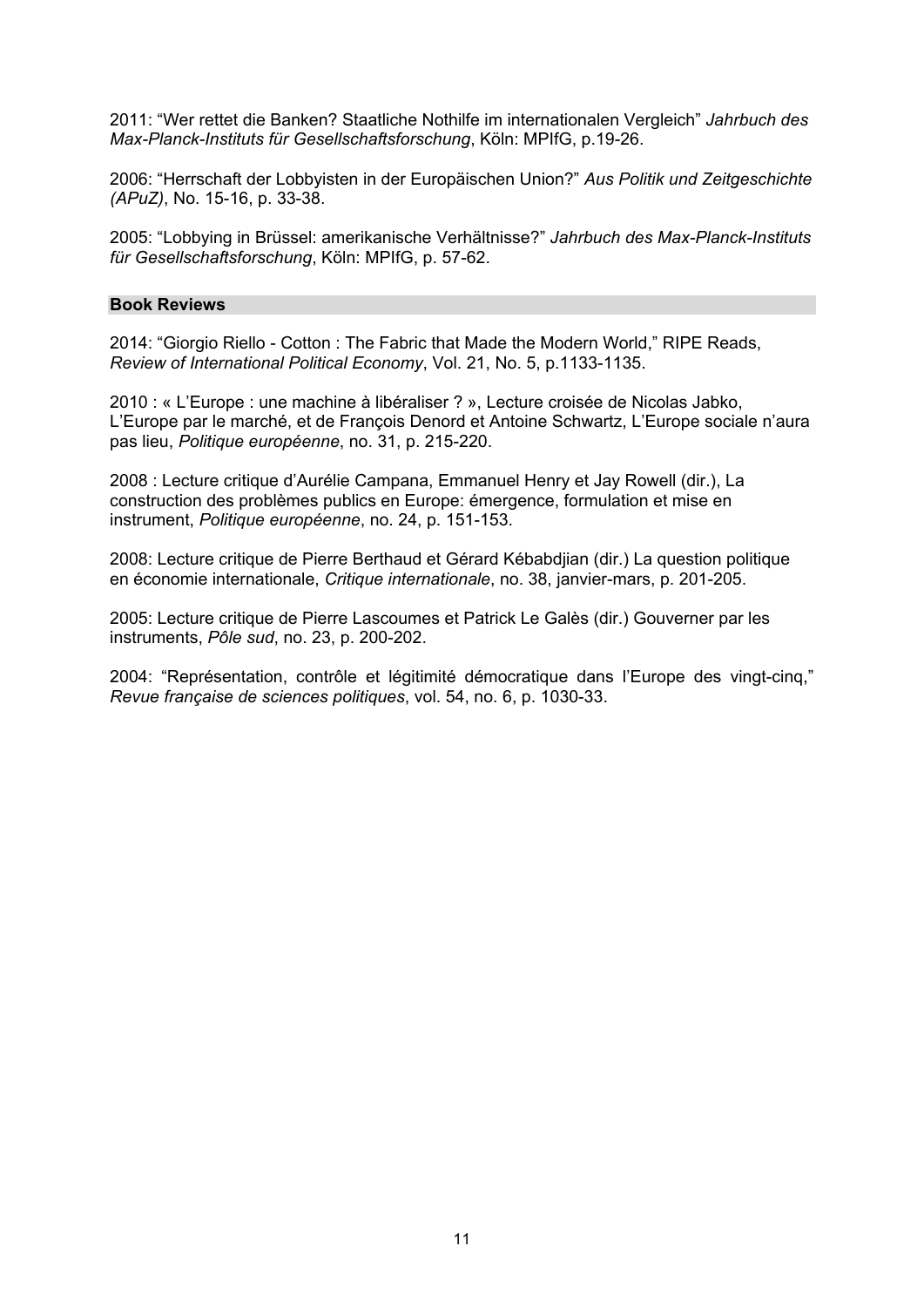2011: “Wer rettet die Banken? Staatliche Nothilfe im internationalen Vergleich” *Jahrbuch des Max-Planck-Instituts für Gesellschaftsforschung*, Köln: MPIfG, p.19-26.

2006: “Herrschaft der Lobbyisten in der Europäischen Union?” *Aus Politik und Zeitgeschichte (APuZ)*, No. 15-16, p. 33-38.

2005: “Lobbying in Brüssel: amerikanische Verhältnisse?” *Jahrbuch des Max-Planck-Instituts für Gesellschaftsforschung*, Köln: MPIfG, p. 57-62.

## Book Reviews

2014: “Giorgio Riello - Cotton : The Fabric that Made the Modern World,” RIPE Reads, *Review of International Political Economy*, Vol. 21, No. 5, p.1133-1135.

2010 : « L’Europe : une machine à libéraliser ? », Lecture croisée de Nicolas Jabko, L’Europe par le marché, et de François Denord et Antoine Schwartz, L’Europe sociale n’aura pas lieu, *Politique européenne*, no. 31, p. 215-220.

2008 : Lecture critique d’Aurélie Campana, Emmanuel Henry et Jay Rowell (dir.), La construction des problèmes publics en Europe: émergence, formulation et mise en instrument, *Politique européenne*, no. 24, p. 151-153.

2008: Lecture critique de Pierre Berthaud et Gérard Kébabdjian (dir.) La question politique en économie internationale, *Critique internationale*, no. 38, janvier-mars, p. 201-205.

2005: Lecture critique de Pierre Lascoumes et Patrick Le Galès (dir.) Gouverner par les instruments, *Pôle sud*, no. 23, p. 200-202.

2004: “Représentation, contrôle et légitimité démocratique dans l’Europe des vingt-cinq,” *Revue française de sciences politiques*, vol. 54, no. 6, p. 1030-33.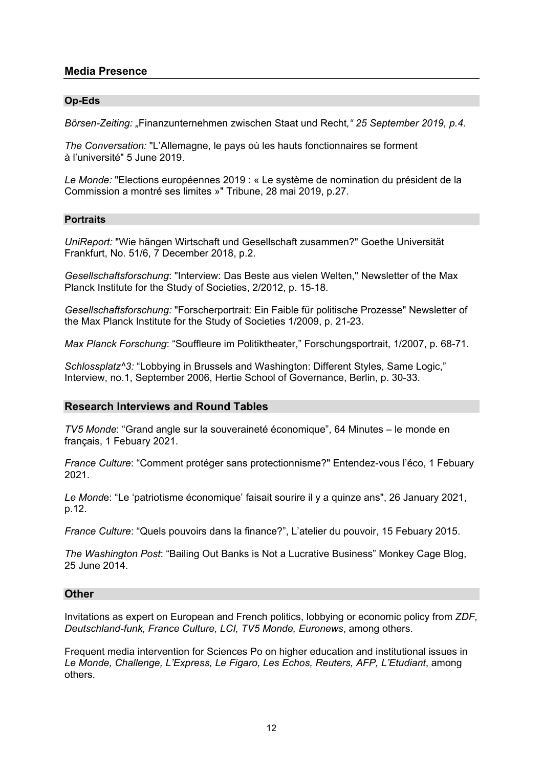## Media Presence

### Op-Eds

*Börsen-Zeiting:* „Finanzunternehmen zwischen Staat und Recht*," 25 September 2019, p.4.*

*The Conversation:* "L'Allemagne, le pays où les hauts fonctionnaires se forment à l'université" 5 June 2019.

*Le Monde:* "Elections européennes 2019 : « Le système de nomination du président de la Commission a montré ses limites »" Tribune, 28 mai 2019, p.27.

### Portraits

*UniReport:* "Wie hängen Wirtschaft und Gesellschaft zusammen?" Goethe Universität Frankfurt, No. 51/6, 7 December 2018, p.2.

*Gesellschaftsforschung*: "Interview: Das Beste aus vielen Welten," Newsletter of the Max Planck Institute for the Study of Societies, 2/2012, p. 15-18.

*Gesellschaftsforschung:* "Forscherportrait: Ein Faible für politische Prozesse" Newsletter of the Max Planck Institute for the Study of Societies 1/2009, p. 21-23.

*Max Planck Forschung*: "Souffleure im Politiktheater," Forschungsportrait, 1/2007, p. 68-71.

*Schlossplatz^3:* "Lobbying in Brussels and Washington: Different Styles, Same Logic," Interview, no.1, September 2006, Hertie School of Governance, Berlin, p. 30-33.

### Research Interviews and Round Tables

*TV5 Monde*: "Grand angle sur la souveraineté économique", 64 Minutes – le monde en français, 1 Febuary 2021.

*France Culture*: "Comment protéger sans protectionnisme?" Entendez-vous l'éco, 1 Febuary 2021.

*Le Mond*e: "Le 'patriotisme économique' faisait sourire il y a quinze ans", 26 January 2021, p.12.

*France Culture*: "Quels pouvoirs dans la finance?", L'atelier du pouvoir, 15 Febuary 2015.

*The Washington Post*: "Bailing Out Banks is Not a Lucrative Business" Monkey Cage Blog, 25 June 2014.

### Other

Invitations as expert on European and French politics, lobbying or economic policy from *ZDF, Deutschland-funk, France Culture, LCI, TV5 Monde, Euronews*, among others.

Frequent media intervention for Sciences Po on higher education and institutional issues in *Le Monde, Challenge, L'Express, Le Figaro, Les Echos, Reuters, AFP, L'Etudiant*, among others.